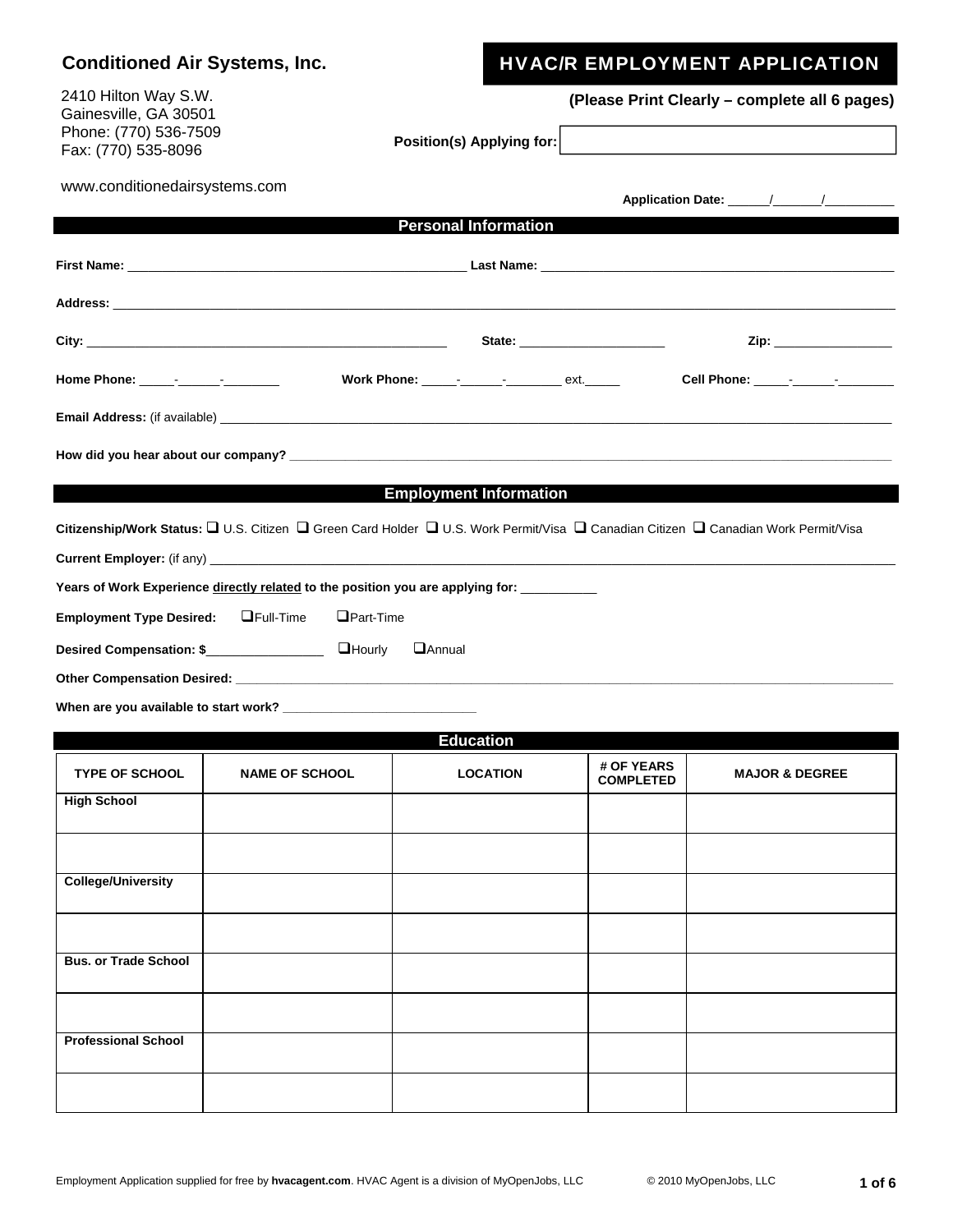**Conditioned Air Systems, Inc.**

2410 Hilton Way S.W.
Gainesville, GA 30501
Phone: (770) 536-7509
Fax: (770) 535-8096

www.conditionedairsystems.com

# HVAC/R EMPLOYMENT APPLICATION

**(Please Print Clearly – complete all 6 pages)**

**Position(s) Applying for:** ______________________________

**Application Date:** ______/_______/__________

## Personal Information

**First Name:** ________________________________ **Last Name:** ________________________________

**Address:** ______________________________________________________________________

**City:** ________________________________ **State:** ____________________ **Zip:** ________________

**Home Phone:** _____-______-________ **Work Phone:** _____-______-________ ext._____ **Cell Phone:** _____-______-________

**Email Address:** (if available) ______________________________________________________________

**How did you hear about our company?** ______________________________________________________

## Employment Information

**Citizenship/Work Status:** ❑ U.S. Citizen ❑ Green Card Holder ❑ U.S. Work Permit/Visa ❑ Canadian Citizen ❑ Canadian Work Permit/Visa

**Current Employer:** (if any) ______________________________________________________________

**Years of Work Experience directly related to the position you are applying for:** ___________

**Employment Type Desired:** ❑Full-Time ❑Part-Time

**Desired Compensation: $**________________ ❑Hourly ❑Annual

**Other Compensation Desired:** ______________________________________________________________

**When are you available to start work?** ____________________________

## Education

| TYPE OF SCHOOL | NAME OF SCHOOL | LOCATION | # OF YEARS COMPLETED | MAJOR & DEGREE |
|---|---|---|---|---|
| **High School** | | | | |
| | | | | |
| **College/University** | | | | |
| | | | | |
| **Bus. or Trade School** | | | | |
| | | | | |
| **Professional School** | | | | |
| | | | | |

Employment Application supplied for free by **hvacagent.com**. HVAC Agent is a division of MyOpenJobs, LLC © 2010 MyOpenJobs, LLC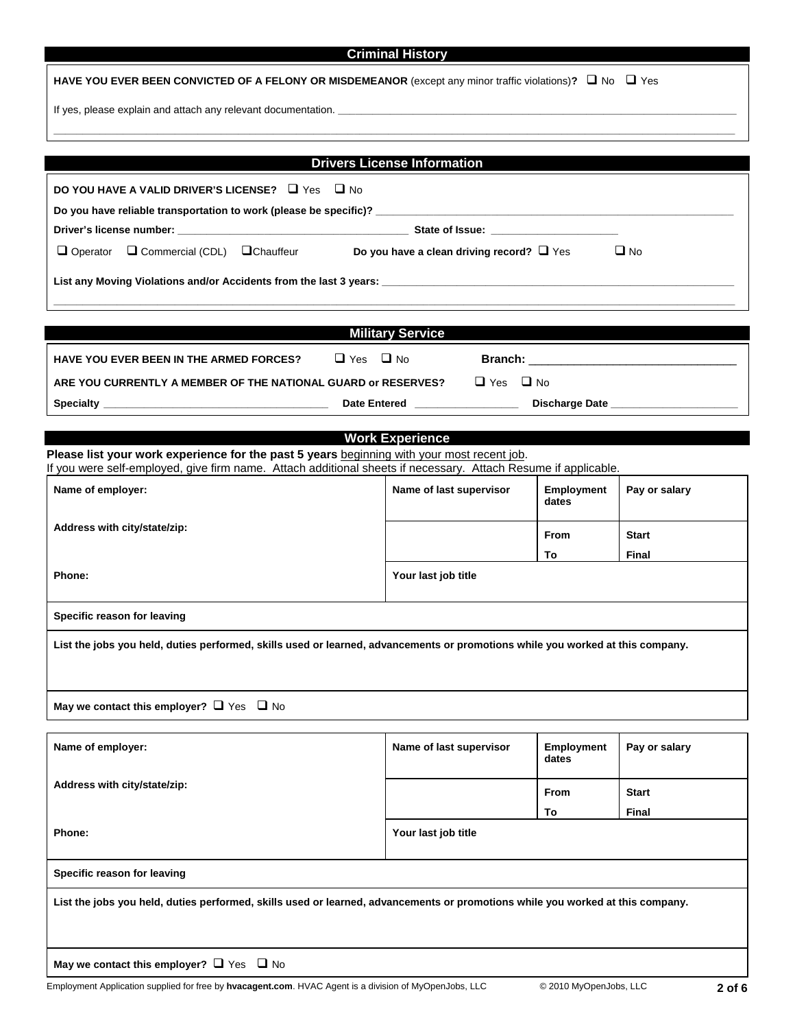## Criminal History

**HAVE YOU EVER BEEN CONVICTED OF A FELONY OR MISDEMEANOR** (except any minor traffic violations)**?** ❑ No ❑ Yes

If yes, please explain and attach any relevant documentation. ______________________________________________

______________________________________________________________________________________________

## Drivers License Information

**DO YOU HAVE A VALID DRIVER'S LICENSE?** ❑ Yes ❑ No

**Do you have reliable transportation to work (please be specific)?** ______________________________________

**Driver's license number:** ______________________________ **State of Issue:** ____________________

❑ Operator ❑ Commercial (CDL) ❑ Chauffeur **Do you have a clean driving record?** ❑ Yes ❑ No

**List any Moving Violations and/or Accidents from the last 3 years:** ______________________________________

______________________________________________________________________________________________

## Military Service

**HAVE YOU EVER BEEN IN THE ARMED FORCES?** ❑ Yes ❑ No **Branch:** ______________________________

**ARE YOU CURRENTLY A MEMBER OF THE NATIONAL GUARD or RESERVES?** ❑ Yes ❑ No

**Specialty** ______________________________ **Date Entered** ________________ **Discharge Date** ____________________

## Work Experience

**Please list your work experience for the past 5 years** beginning with your most recent job.
If you were self-employed, give firm name. Attach additional sheets if necessary. Attach Resume if applicable.

| **Name of employer:** | **Name of last supervisor** | **Employment dates** | **Pay or salary** |
|---|---|---|---|
| **Address with city/state/zip:** | | **From** | **Start** |
| | | **To** | **Final** |
| **Phone:** | **Your last job title** | | |
| **Specific reason for leaving** | | | |
| **List the jobs you held, duties performed, skills used or learned, advancements or promotions while you worked at this company.** | | | |
| **May we contact this employer?** ❑ Yes ❑ No | | | |

| **Name of employer:** | **Name of last supervisor** | **Employment dates** | **Pay or salary** |
|---|---|---|---|
| **Address with city/state/zip:** | | **From** | **Start** |
| | | **To** | **Final** |
| **Phone:** | **Your last job title** | | |
| **Specific reason for leaving** | | | |
| **List the jobs you held, duties performed, skills used or learned, advancements or promotions while you worked at this company.** | | | |
| **May we contact this employer?** ❑ Yes ❑ No | | | |

Employment Application supplied for free by **hvacagent.com**. HVAC Agent is a division of MyOpenJobs, LLC © 2010 MyOpenJobs, LLC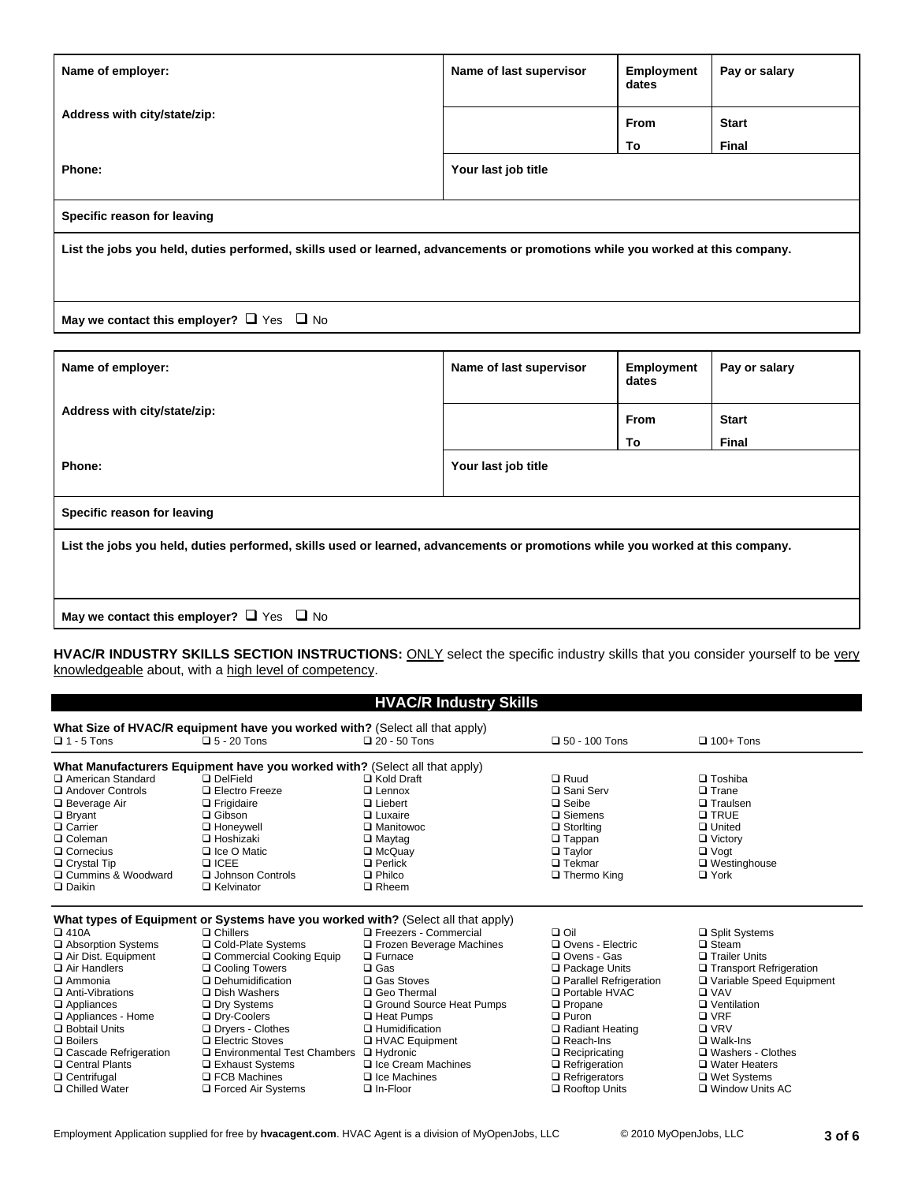| Name of employer: | Name of last supervisor | Employment dates | Pay or salary |
|---|---|---|---|
| Address with city/state/zip: | | From | Start |
| | | To | Final |
| Phone: | Your last job title | | |
| Specific reason for leaving | | | |
| List the jobs you held, duties performed, skills used or learned, advancements or promotions while you worked at this company. | | | |
| May we contact this employer? ❑ Yes ❑ No | | | |

| Name of employer: | Name of last supervisor | Employment dates | Pay or salary |
|---|---|---|---|
| Address with city/state/zip: | | From | Start |
| | | To | Final |
| Phone: | Your last job title | | |
| Specific reason for leaving | | | |
| List the jobs you held, duties performed, skills used or learned, advancements or promotions while you worked at this company. | | | |
| May we contact this employer? ❑ Yes ❑ No | | | |

**HVAC/R INDUSTRY SKILLS SECTION INSTRUCTIONS:** ONLY select the specific industry skills that you consider yourself to be very knowledgeable about, with a high level of competency.

## HVAC/R Industry Skills

**What Size of HVAC/R equipment have you worked with?** (Select all that apply)

❑ 1 - 5 Tons ❑ 5 - 20 Tons ❑ 20 - 50 Tons ❑ 50 - 100 Tons ❑ 100+ Tons

**What Manufacturers Equipment have you worked with?** (Select all that apply)

❑ American Standard
❑ Andover Controls
❑ Beverage Air
❑ Bryant
❑ Carrier
❑ Coleman
❑ Cornecius
❑ Crystal Tip
❑ Cummins & Woodward
❑ Daikin
❑ DelField
❑ Electro Freeze
❑ Frigidaire
❑ Gibson
❑ Honeywell
❑ Hoshizaki
❑ Ice O Matic
❑ ICEE
❑ Johnson Controls
❑ Kelvinator
❑ Kold Draft
❑ Lennox
❑ Liebert
❑ Luxaire
❑ Manitowoc
❑ Maytag
❑ McQuay
❑ Perlick
❑ Philco
❑ Rheem
❑ Ruud
❑ Sani Serv
❑ Seibe
❑ Siemens
❑ Storlting
❑ Tappan
❑ Taylor
❑ Tekmar
❑ Thermo King
❑ Toshiba
❑ Trane
❑ Traulsen
❑ TRUE
❑ United
❑ Victory
❑ Vogt
❑ Westinghouse
❑ York

**What types of Equipment or Systems have you worked with?** (Select all that apply)

❑ 410A
❑ Absorption Systems
❑ Air Dist. Equipment
❑ Air Handlers
❑ Ammonia
❑ Anti-Vibrations
❑ Appliances
❑ Appliances - Home
❑ Bobtail Units
❑ Boilers
❑ Cascade Refrigeration
❑ Central Plants
❑ Centrifugal
❑ Chilled Water
❑ Chillers
❑ Cold-Plate Systems
❑ Commercial Cooking Equip
❑ Cooling Towers
❑ Dehumidification
❑ Dish Washers
❑ Dry Systems
❑ Dry-Coolers
❑ Dryers - Clothes
❑ Electric Stoves
❑ Environmental Test Chambers
❑ Exhaust Systems
❑ FCB Machines
❑ Forced Air Systems
❑ Freezers - Commercial
❑ Frozen Beverage Machines
❑ Furnace
❑ Gas
❑ Gas Stoves
❑ Geo Thermal
❑ Ground Source Heat Pumps
❑ Heat Pumps
❑ Humidification
❑ HVAC Equipment
❑ Hydronic
❑ Ice Cream Machines
❑ Ice Machines
❑ In-Floor
❑ Oil
❑ Ovens - Electric
❑ Ovens - Gas
❑ Package Units
❑ Parallel Refrigeration
❑ Portable HVAC
❑ Propane
❑ Puron
❑ Radiant Heating
❑ Reach-Ins
❑ Reciprocating
❑ Refrigeration
❑ Refrigerators
❑ Rooftop Units
❑ Split Systems
❑ Steam
❑ Trailer Units
❑ Transport Refrigeration
❑ Variable Speed Equipment
❑ VAV
❑ Ventilation
❑ VRF
❑ VRV
❑ Walk-Ins
❑ Washers - Clothes
❑ Water Heaters
❑ Wet Systems
❑ Window Units AC

Employment Application supplied for free by **hvacagent.com**. HVAC Agent is a division of MyOpenJobs, LLC © 2010 MyOpenJobs, LLC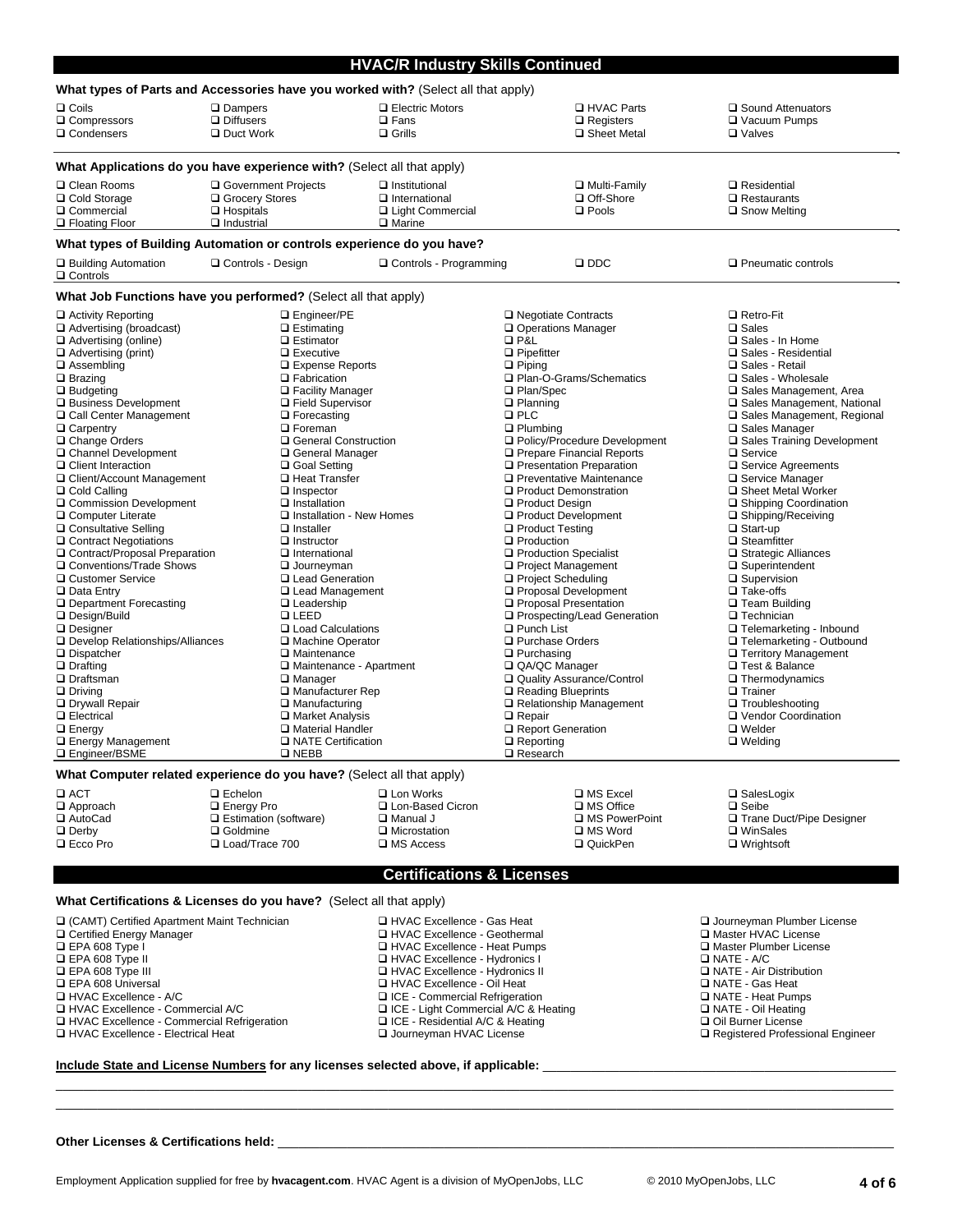## HVAC/R Industry Skills Continued

**What types of Parts and Accessories have you worked with?** (Select all that apply)

- ❑ Coils
- ❑ Compressors
- ❑ Condensers
- ❑ Dampers
- ❑ Diffusers
- ❑ Duct Work
- ❑ Electric Motors
- ❑ Fans
- ❑ Grills
- ❑ HVAC Parts
- ❑ Registers
- ❑ Sheet Metal
- ❑ Sound Attenuators
- ❑ Vacuum Pumps
- ❑ Valves

**What Applications do you have experience with?** (Select all that apply)

- ❑ Clean Rooms
- ❑ Cold Storage
- ❑ Commercial
- ❑ Floating Floor
- ❑ Government Projects
- ❑ Grocery Stores
- ❑ Hospitals
- ❑ Industrial
- ❑ Institutional
- ❑ International
- ❑ Light Commercial
- ❑ Marine
- ❑ Multi-Family
- ❑ Off-Shore
- ❑ Pools
- ❑ Residential
- ❑ Restaurants
- ❑ Snow Melting

**What types of Building Automation or controls experience do you have?**

- ❑ Building Automation
- ❑ Controls
- ❑ Controls - Design
- ❑ Controls - Programming
- ❑ DDC
- ❑ Pneumatic controls

**What Job Functions have you performed?** (Select all that apply)

- ❑ Activity Reporting
- ❑ Advertising (broadcast)
- ❑ Advertising (online)
- ❑ Advertising (print)
- ❑ Assembling
- ❑ Brazing
- ❑ Budgeting
- ❑ Business Development
- ❑ Call Center Management
- ❑ Carpentry
- ❑ Change Orders
- ❑ Channel Development
- ❑ Client Interaction
- ❑ Client/Account Management
- ❑ Cold Calling
- ❑ Commission Development
- ❑ Computer Literate
- ❑ Consultative Selling
- ❑ Contract Negotiations
- ❑ Contract/Proposal Preparation
- ❑ Conventions/Trade Shows
- ❑ Customer Service
- ❑ Data Entry
- ❑ Department Forecasting
- ❑ Design/Build
- ❑ Designer
- ❑ Develop Relationships/Alliances
- ❑ Dispatcher
- ❑ Drafting
- ❑ Draftsman
- ❑ Driving
- ❑ Drywall Repair
- ❑ Electrical
- ❑ Energy
- ❑ Energy Management
- ❑ Engineer/BSME
- ❑ Engineer/PE
- ❑ Estimating
- ❑ Estimator
- ❑ Executive
- ❑ Expense Reports
- ❑ Fabrication
- ❑ Facility Manager
- ❑ Field Supervisor
- ❑ Forecasting
- ❑ Foreman
- ❑ General Construction
- ❑ General Manager
- ❑ Goal Setting
- ❑ Heat Transfer
- ❑ Inspector
- ❑ Installation
- ❑ Installation - New Homes
- ❑ Installer
- ❑ Instructor
- ❑ International
- ❑ Journeyman
- ❑ Lead Generation
- ❑ Lead Management
- ❑ Leadership
- ❑ LEED
- ❑ Load Calculations
- ❑ Machine Operator
- ❑ Maintenance
- ❑ Maintenance - Apartment
- ❑ Manager
- ❑ Manufacturer Rep
- ❑ Manufacturing
- ❑ Market Analysis
- ❑ Material Handler
- ❑ NATE Certification
- ❑ NEBB
- ❑ Negotiate Contracts
- ❑ Operations Manager
- ❑ P&L
- ❑ Pipefitter
- ❑ Piping
- ❑ Plan-O-Grams/Schematics
- ❑ Plan/Spec
- ❑ Planning
- ❑ PLC
- ❑ Plumbing
- ❑ Policy/Procedure Development
- ❑ Prepare Financial Reports
- ❑ Presentation Preparation
- ❑ Preventative Maintenance
- ❑ Product Demonstration
- ❑ Product Design
- ❑ Product Development
- ❑ Product Testing
- ❑ Production
- ❑ Production Specialist
- ❑ Project Management
- ❑ Project Scheduling
- ❑ Proposal Development
- ❑ Proposal Presentation
- ❑ Prospecting/Lead Generation
- ❑ Punch List
- ❑ Purchase Orders
- ❑ Purchasing
- ❑ QA/QC Manager
- ❑ Quality Assurance/Control
- ❑ Reading Blueprints
- ❑ Relationship Management
- ❑ Repair
- ❑ Report Generation
- ❑ Reporting
- ❑ Research
- ❑ Retro-Fit
- ❑ Sales
- ❑ Sales - In Home
- ❑ Sales - Residential
- ❑ Sales - Retail
- ❑ Sales - Wholesale
- ❑ Sales Management, Area
- ❑ Sales Management, National
- ❑ Sales Management, Regional
- ❑ Sales Manager
- ❑ Sales Training Development
- ❑ Service
- ❑ Service Agreements
- ❑ Service Manager
- ❑ Sheet Metal Worker
- ❑ Shipping Coordination
- ❑ Shipping/Receiving
- ❑ Start-up
- ❑ Steamfitter
- ❑ Strategic Alliances
- ❑ Superintendent
- ❑ Supervision
- ❑ Take-offs
- ❑ Team Building
- ❑ Technician
- ❑ Telemarketing - Inbound
- ❑ Telemarketing - Outbound
- ❑ Territory Management
- ❑ Test & Balance
- ❑ Thermodynamics
- ❑ Trainer
- ❑ Troubleshooting
- ❑ Vendor Coordination
- ❑ Welder
- ❑ Welding

**What Computer related experience do you have?** (Select all that apply)

- ❑ ACT
- ❑ Approach
- ❑ AutoCad
- ❑ Derby
- ❑ Ecco Pro
- ❑ Echelon
- ❑ Energy Pro
- ❑ Estimation (software)
- ❑ Goldmine
- ❑ Load/Trace 700
- ❑ Lon Works
- ❑ Lon-Based Cicron
- ❑ Manual J
- ❑ Microstation
- ❑ MS Access
- ❑ MS Excel
- ❑ MS Office
- ❑ MS PowerPoint
- ❑ MS Word
- ❑ QuickPen
- ❑ SalesLogix
- ❑ Seibe
- ❑ Trane Duct/Pipe Designer
- ❑ WinSales
- ❑ Wrightsoft

## Certifications & Licenses

**What Certifications & Licenses do you have?** (Select all that apply)

- ❑ (CAMT) Certified Apartment Maint Technician
- ❑ Certified Energy Manager
- ❑ EPA 608 Type I
- ❑ EPA 608 Type II
- ❑ EPA 608 Type III
- ❑ EPA 608 Universal
- ❑ HVAC Excellence - A/C
- ❑ HVAC Excellence - Commercial A/C
- ❑ HVAC Excellence - Commercial Refrigeration
- ❑ HVAC Excellence - Electrical Heat
- ❑ HVAC Excellence - Gas Heat
- ❑ HVAC Excellence - Geothermal
- ❑ HVAC Excellence - Heat Pumps
- ❑ HVAC Excellence - Hydronics I
- ❑ HVAC Excellence - Hydronics II
- ❑ HVAC Excellence - Oil Heat
- ❑ ICE - Commercial Refrigeration
- ❑ ICE - Light Commercial A/C & Heating
- ❑ ICE - Residential A/C & Heating
- ❑ Journeyman HVAC License
- ❑ Journeyman Plumber License
- ❑ Master HVAC License
- ❑ Master Plumber License
- ❑ NATE - A/C
- ❑ NATE - Air Distribution
- ❑ NATE - Gas Heat
- ❑ NATE - Heat Pumps
- ❑ NATE - Oil Heating
- ❑ Oil Burner License
- ❑ Registered Professional Engineer

**Include State and License Numbers for any licenses selected above, if applicable:** ____________________________________________

____________________________________________________________________________________________

____________________________________________________________________________________________

**Other Licenses & Certifications held:** ____________________________________________________________

Employment Application supplied for free by **hvacagent.com**. HVAC Agent is a division of MyOpenJobs, LLC © 2010 MyOpenJobs, LLC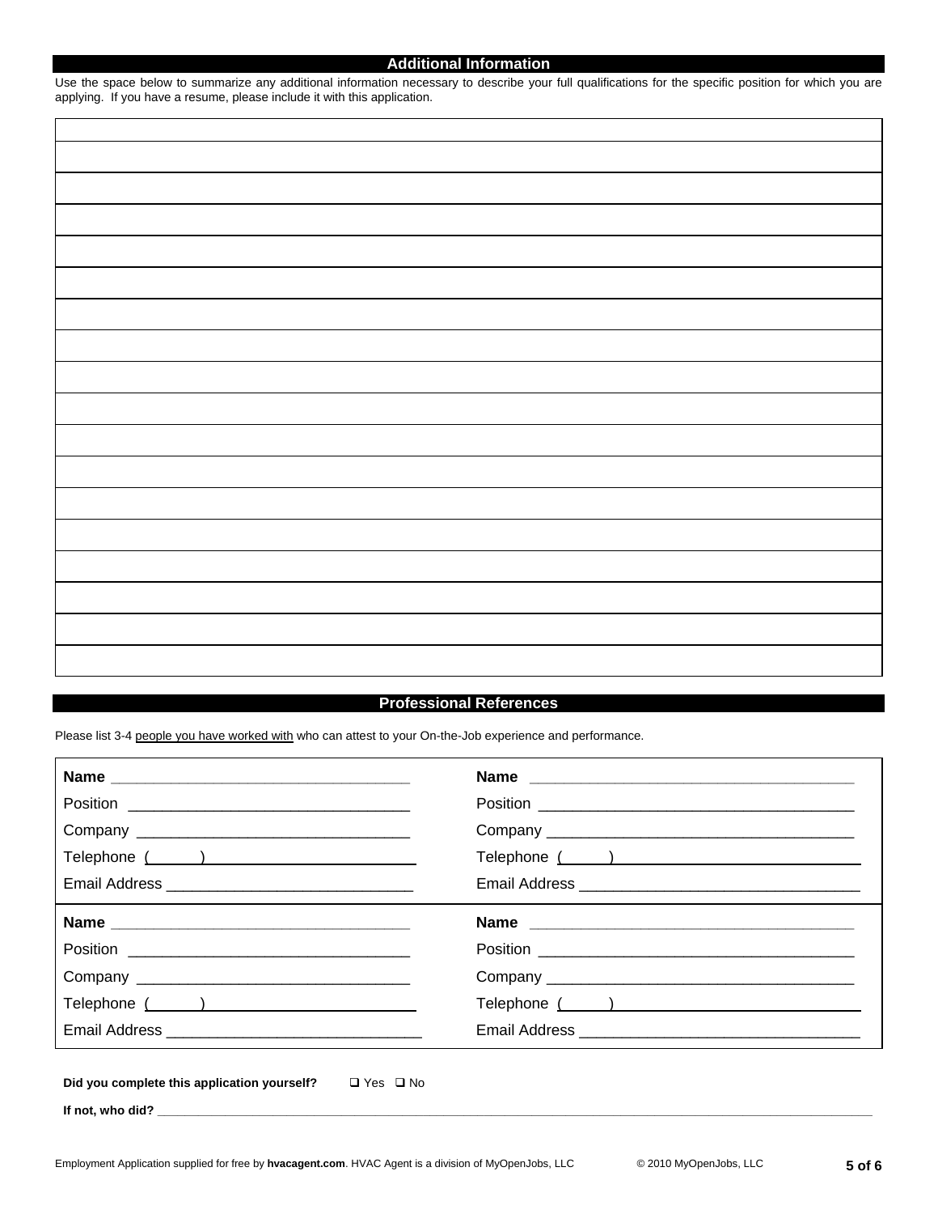## Additional Information

Use the space below to summarize any additional information necessary to describe your full qualifications for the specific position for which you are applying. If you have a resume, please include it with this application.

|  |
|---|
|  |
|  |
|  |
|  |
|  |
|  |
|  |
|  |
|  |
|  |
|  |
|  |
|  |
|  |
|  |
|  |
|  |

## Professional References

Please list 3-4 people you have worked with who can attest to your On-the-Job experience and performance.

| | |
|---|---|
| **Name** ___________________________________ | **Name** ______________________________________ |
| Position _________________________________ | Position ____________________________________ |
| Company ________________________________ | Company ____________________________________ |
| Telephone (______) | Telephone (______) |
| Email Address ____________________________ | Email Address _______________________________ |
| **Name** ___________________________________ | **Name** ______________________________________ |
| Position _________________________________ | Position ____________________________________ |
| Company ________________________________ | Company ____________________________________ |
| Telephone (______) | Telephone (______) |
| Email Address _____________________________ | Email Address _______________________________ |

**Did you complete this application yourself?** ❑ Yes ❑ No

**If not, who did?** ________________________________________________________________________________________________

Employment Application supplied for free by **hvacagent.com**. HVAC Agent is a division of MyOpenJobs, LLC © 2010 MyOpenJobs, LLC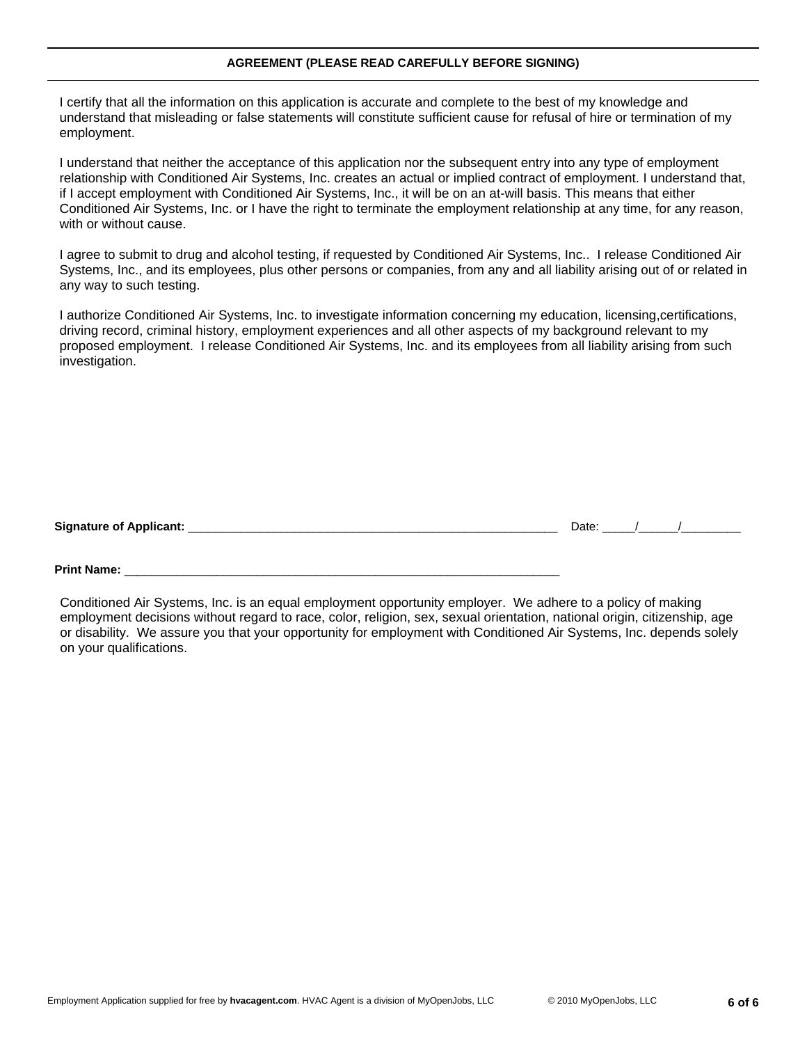**AGREEMENT (PLEASE READ CAREFULLY BEFORE SIGNING)**

I certify that all the information on this application is accurate and complete to the best of my knowledge and understand that misleading or false statements will constitute sufficient cause for refusal of hire or termination of my employment.

I understand that neither the acceptance of this application nor the subsequent entry into any type of employment relationship with Conditioned Air Systems, Inc. creates an actual or implied contract of employment. I understand that, if I accept employment with Conditioned Air Systems, Inc., it will be on an at-will basis. This means that either Conditioned Air Systems, Inc. or I have the right to terminate the employment relationship at any time, for any reason, with or without cause.

I agree to submit to drug and alcohol testing, if requested by Conditioned Air Systems, Inc.. I release Conditioned Air Systems, Inc., and its employees, plus other persons or companies, from any and all liability arising out of or related in any way to such testing.

I authorize Conditioned Air Systems, Inc. to investigate information concerning my education, licensing,certifications, driving record, criminal history, employment experiences and all other aspects of my background relevant to my proposed employment. I release Conditioned Air Systems, Inc. and its employees from all liability arising from such investigation.

**Signature of Applicant:** ________________________________________ Date: _____/______/_________

**Print Name:** ____________________________________________________

Conditioned Air Systems, Inc. is an equal employment opportunity employer. We adhere to a policy of making employment decisions without regard to race, color, religion, sex, sexual orientation, national origin, citizenship, age or disability. We assure you that your opportunity for employment with Conditioned Air Systems, Inc. depends solely on your qualifications.